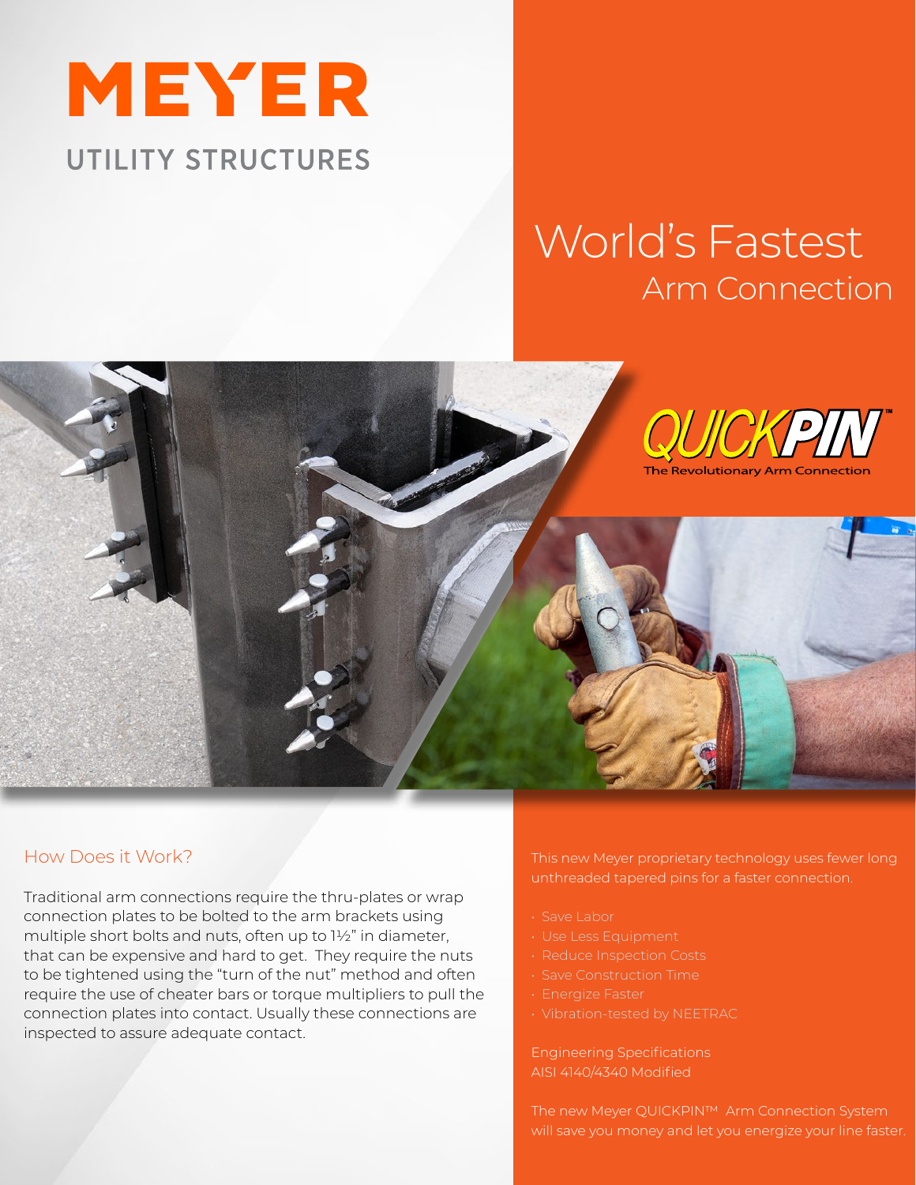# MEYER

UTILITY STRUCTURES

## World's Fastest Arm Connection

QUICKPIN™

The Revolutionary Arm Connection

### How Does it Work?

Traditional arm connections require the thru-plates or wrap connection plates to be bolted to the arm brackets using multiple short bolts and nuts, often up to 1½" in diameter, that can be expensive and hard to get. They require the nuts to be tightened using the "turn of the nut" method and often require the use of cheater bars or torque multipliers to pull the connection plates into contact. Usually these connections are inspected to assure adequate contact.

This new Meyer proprietary technology uses fewer long unthreaded tapered pins for a faster connection.

- Save Labor
- Use Less Equipment
- Reduce Inspection Costs
- Save Construction Time
- Energize Faster
- Vibration-tested by NEETRAC

Engineering Specifications
AISI 4140/4340 Modified

The new Meyer QUICKPIN™ Arm Connection System will save you money and let you energize your line faster.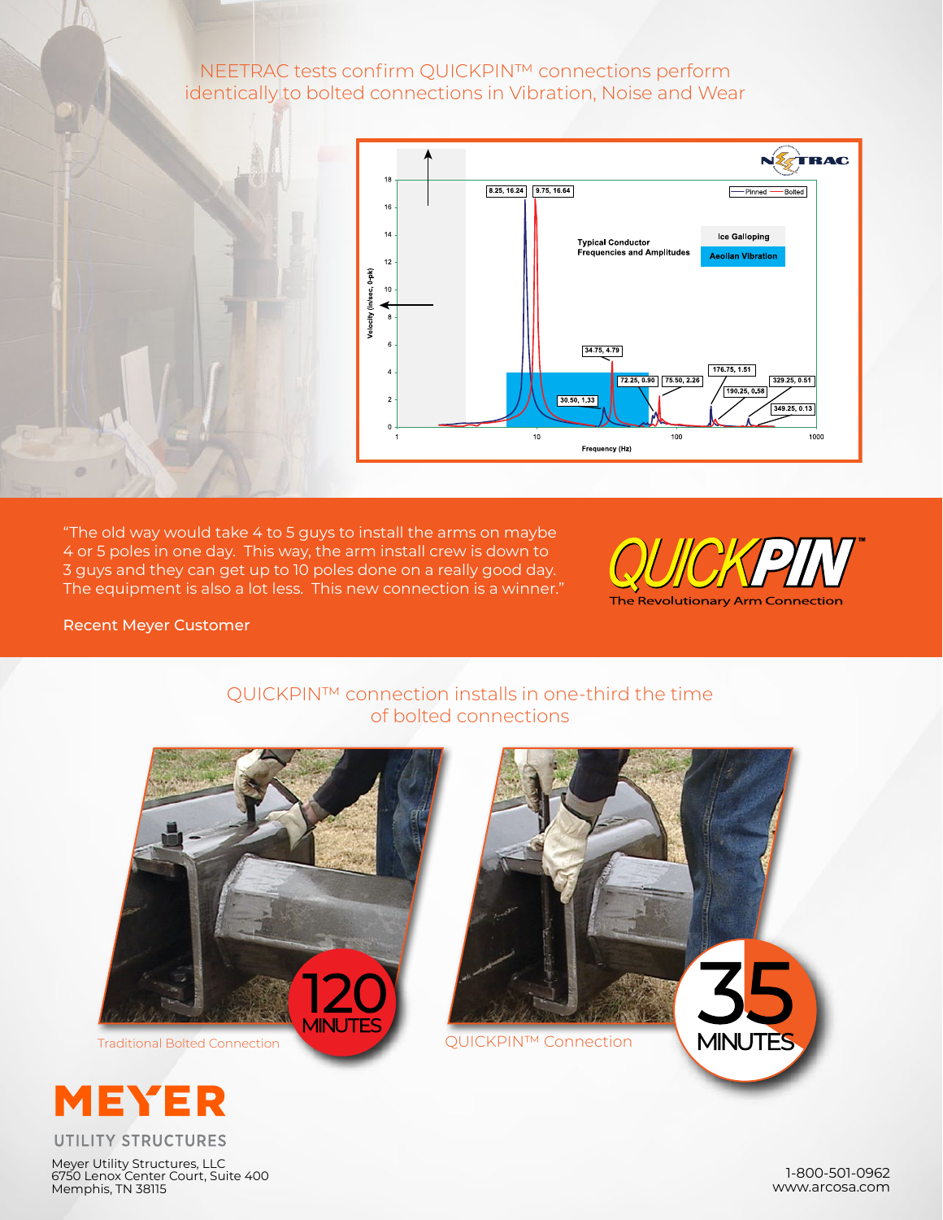NEETRAC tests confirm QUICKPIN™ connections perform identically to bolted connections in Vibration, Noise and Wear

NEETRAC

Pinned — Bolted

Velocity (in/sec, 0-pk)

18
16
14
12
10
8
6
4
2
0

1
10
100
1000

Frequency (Hz)

8.25, 16.24
9.75, 16.64
34.75, 4.79
30.50, 1.33
72.25, 0.90
75.50, 2.26
176.75, 1.51
190.25, 0.58
329.25, 0.51
349.25, 0.13

Typical Conductor Frequencies and Amplitudes

Ice Galloping

Aeolian Vibration

"The old way would take 4 to 5 guys to install the arms on maybe 4 or 5 poles in one day. This way, the arm install crew is down to 3 guys and they can get up to 10 poles done on a really good day. The equipment is also a lot less. This new connection is a winner."

Recent Meyer Customer

**QUICKPIN™**

The Revolutionary Arm Connection

QUICKPIN™ connection installs in one-third the time of bolted connections

Traditional Bolted Connection

120 MINUTES

QUICKPIN™ Connection

35 MINUTES

**MEYER**

UTILITY STRUCTURES

Meyer Utility Structures, LLC
6750 Lenox Center Court, Suite 400
Memphis, TN 38115

1-800-501-0962
www.arcosa.com